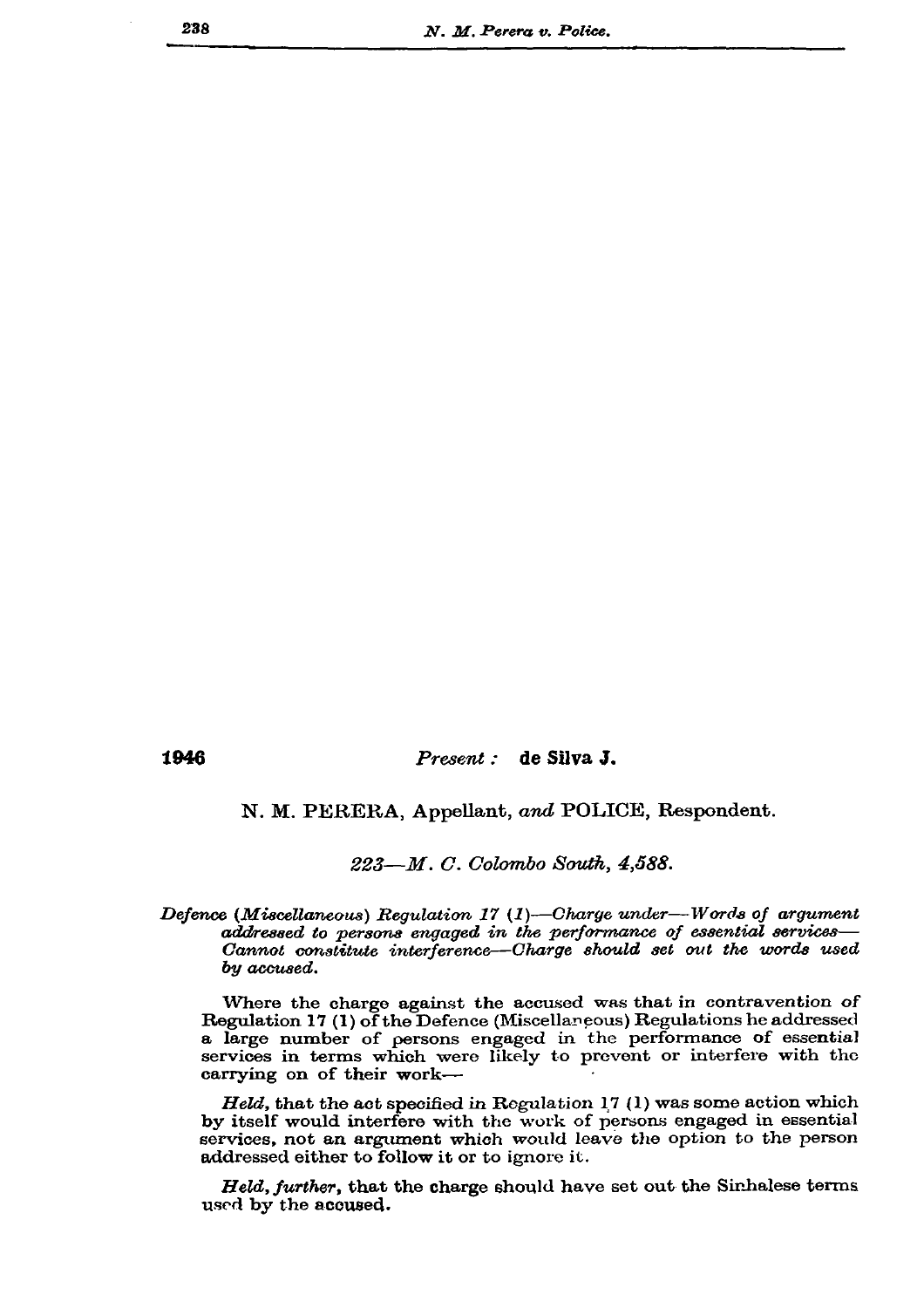1946

*Present :* **de Silva J.**

N. M. PERERA, Appellant, *and* POLICE, Respondent.

*223—M. C. Colombo South, 4,588.*

*Defence (Miscellaneous) Regulation 17 (1)—Charge under—Words of argument addressed to persons engaged in the performance of essential services—Cannot constitute interference—Charge should set out the words used by accused.*

Where the charge against the accused was that in contravention of Regulation 17 (1) of the Defence (Miscellaneous) Regulations he addressed a large number of persons engaged in the performance of essential services in terms which were likely to prevent or interfere with the carrying on of their work—

*Held,* that the act specified in Regulation 17 (1) was some action which by itself would interfere with the work of persons engaged in essential services, not an argument which would leave the option to the person addressed either to follow it or to ignore it.

*Held, further,* that the charge should have set out the Sinhalese terms used by the accused.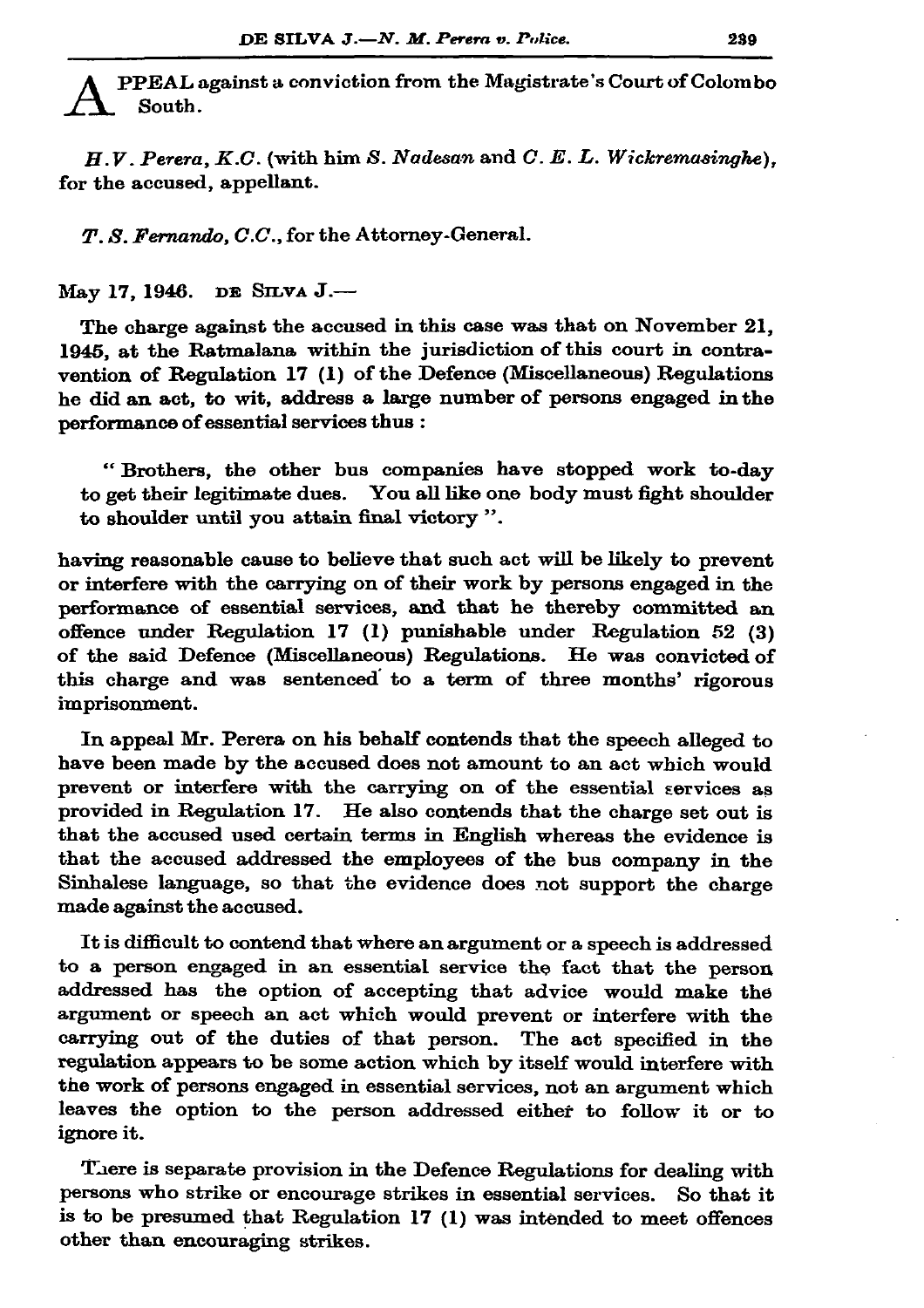APPEAL against a conviction from the Magistrate's Court of Colombo South.

*H. V. Perera, K.C.* (with him *S. Nadesan* and *C. E. L. Wickremasinghe*), for the accused, appellant.

*T. S. Fernando, C.C.*, for the Attorney-General.

May 17, 1946. DE SILVA J.—

The charge against the accused in this case was that on November 21, 1945, at the Ratmalana within the jurisdiction of this court in contravention of Regulation 17 (1) of the Defence (Miscellaneous) Regulations he did an act, to wit, address a large number of persons engaged in the performance of essential services thus :

> "Brothers, the other bus companies have stopped work to-day to get their legitimate dues. You all like one body must fight shoulder to shoulder until you attain final victory ".

having reasonable cause to believe that such act will be likely to prevent or interfere with the carrying on of their work by persons engaged in the performance of essential services, and that he thereby committed an offence under Regulation 17 (1) punishable under Regulation 52 (3) of the said Defence (Miscellaneous) Regulations. He was convicted of this charge and was sentenced to a term of three months' rigorous imprisonment.

In appeal Mr. Perera on his behalf contends that the speech alleged to have been made by the accused does not amount to an act which would prevent or interfere with the carrying on of the essential services as provided in Regulation 17. He also contends that the charge set out is that the accused used certain terms in English whereas the evidence is that the accused addressed the employees of the bus company in the Sinhalese language, so that the evidence does not support the charge made against the accused.

It is difficult to contend that where an argument or a speech is addressed to a person engaged in an essential service the fact that the person addressed has the option of accepting that advice would make the argument or speech an act which would prevent or interfere with the carrying out of the duties of that person. The act specified in the regulation appears to be some action which by itself would interfere with the work of persons engaged in essential services, not an argument which leaves the option to the person addressed either to follow it or to ignore it.

There is separate provision in the Defence Regulations for dealing with persons who strike or encourage strikes in essential services. So that it is to be presumed that Regulation 17 (1) was intended to meet offences other than encouraging strikes.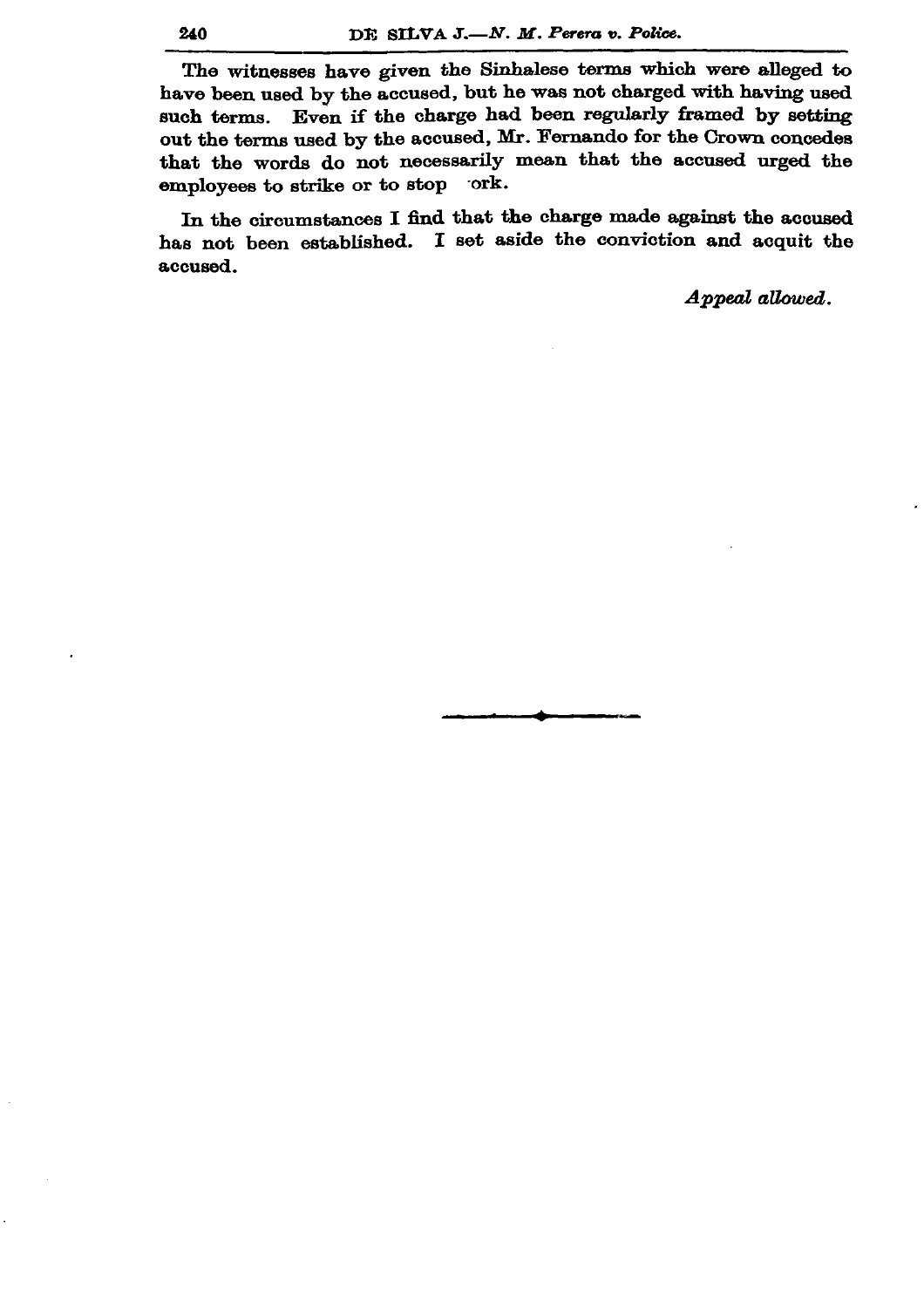The witnesses have given the Sinhalese terms which were alleged to have been used by the accused, but he was not charged with having used such terms. Even if the charge had been regularly framed by setting out the terms used by the accused, Mr. Fernando for the Crown concedes that the words do not necessarily mean that the accused urged the employees to strike or to stop ·ork.

In the circumstances I find that the charge made against the accused has not been established. I set aside the conviction and acquit the accused.

*Appeal allowed.*